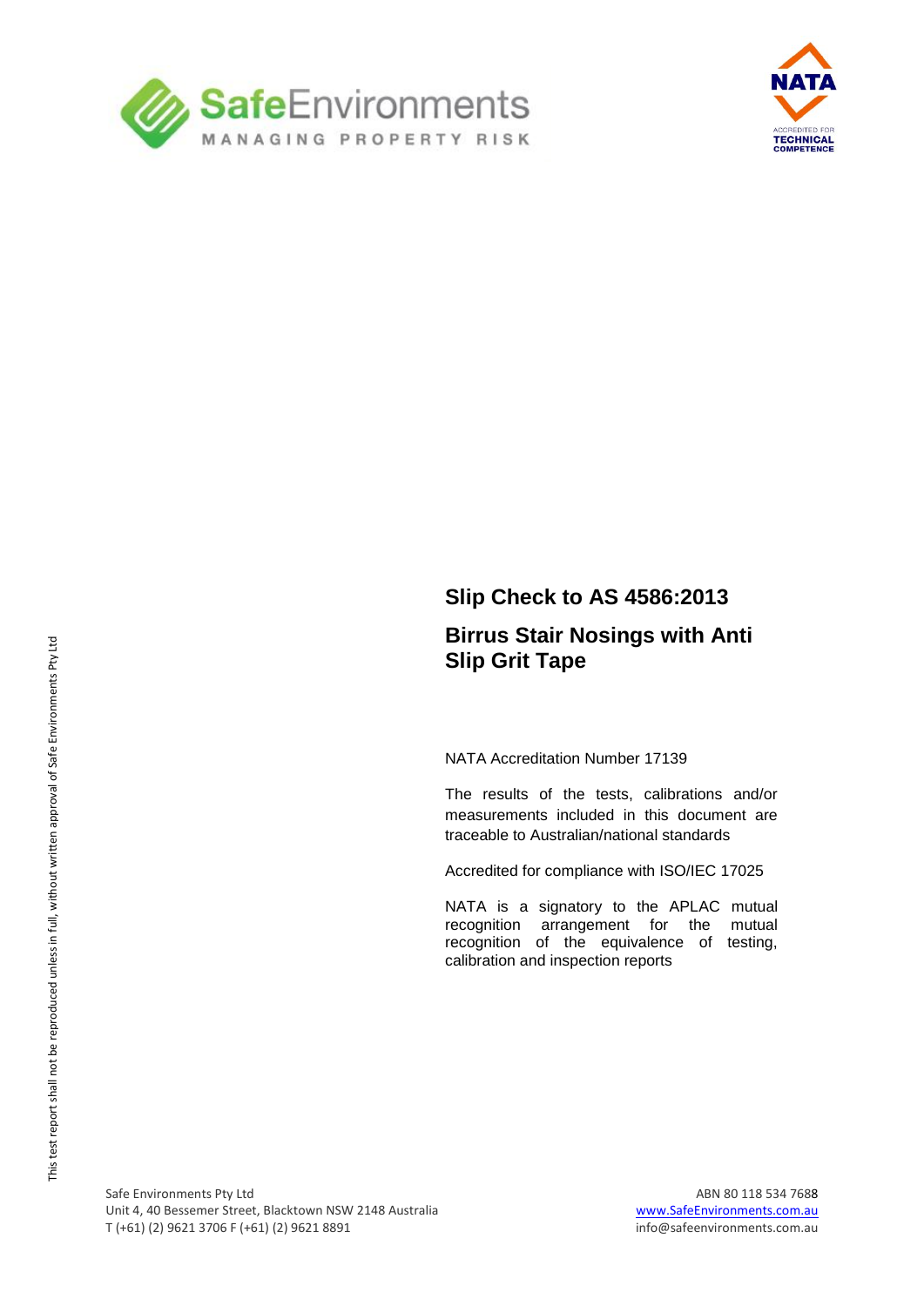SafeEnvironments

MANAGING PROPERTY RISK

NATA

ACCREDITED FOR TECHNICAL COMPETENCE

# Slip Check to AS 4586:2013

## Birrus Stair Nosings with Anti Slip Grit Tape

NATA Accreditation Number 17139

The results of the tests, calibrations and/or measurements included in this document are traceable to Australian/national standards

Accredited for compliance with ISO/IEC 17025

NATA is a signatory to the APLAC mutual recognition arrangement for the mutual recognition of the equivalence of testing, calibration and inspection reports

This test report shall not be reproduced unless in full, without written approval of Safe Environments Pty Ltd

Safe Environments Pty Ltd
Unit 4, 40 Bessemer Street, Blacktown NSW 2148 Australia
T (+61) (2) 9621 3706 F (+61) (2) 9621 8891

ABN 80 118 534 7688
www.SafeEnvironments.com.au
info@safeenvironments.com.au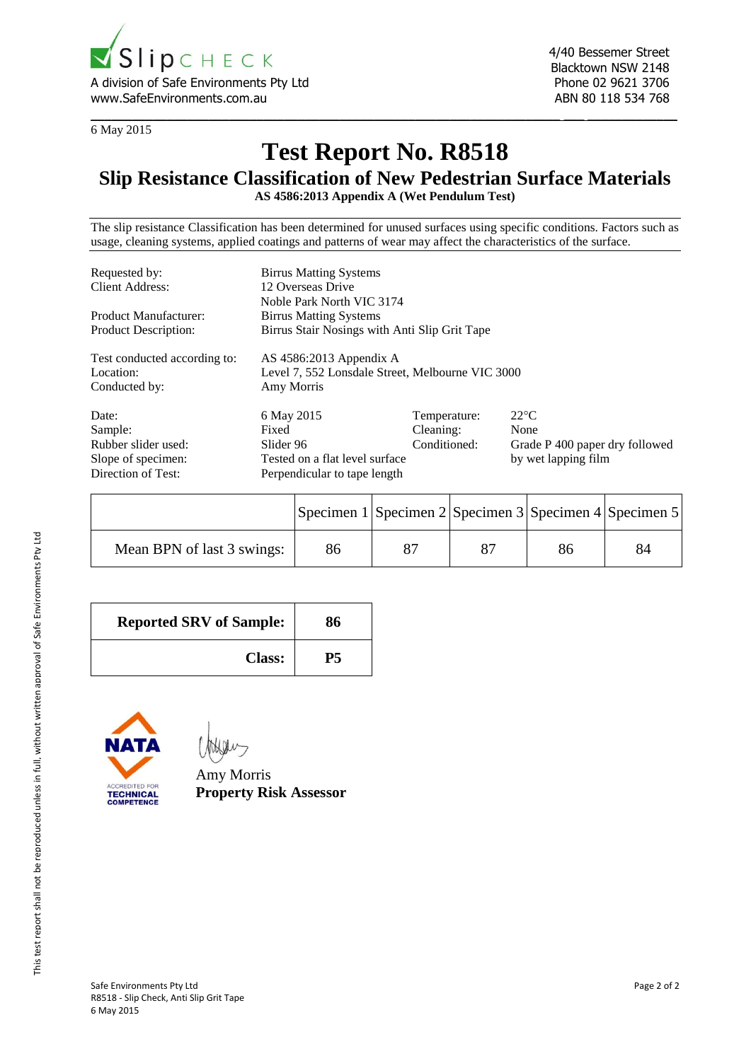SlipCHECK

A division of Safe Environments Pty Ltd
www.SafeEnvironments.com.au

4/40 Bessemer Street
Blacktown NSW 2148
Phone 02 9621 3706
ABN 80 118 534 768

6 May 2015

# Test Report No. R8518

## Slip Resistance Classification of New Pedestrian Surface Materials

**AS 4586:2013 Appendix A (Wet Pendulum Test)**

The slip resistance Classification has been determined for unused surfaces using specific conditions. Factors such as usage, cleaning systems, applied coatings and patterns of wear may affect the characteristics of the surface.

| | |
|---|---|
| Requested by: | Birrus Matting Systems |
| Client Address: | 12 Overseas Drive<br>Noble Park North VIC 3174 |
| Product Manufacturer: | Birrus Matting Systems |
| Product Description: | Birrus Stair Nosings with Anti Slip Grit Tape |
| Test conducted according to: | AS 4586:2013 Appendix A |
| Location: | Level 7, 552 Lonsdale Street, Melbourne VIC 3000 |
| Conducted by: | Amy Morris |

| | | | |
|---|---|---|---|
| Date: | 6 May 2015 | Temperature: | 22°C |
| Sample: | Fixed | Cleaning: | None |
| Rubber slider used: | Slider 96 | Conditioned: | Grade P 400 paper dry followed by wet lapping film |
| Slope of specimen: | Tested on a flat level surface | | |
| Direction of Test: | Perpendicular to tape length | | |

| | Specimen 1 | Specimen 2 | Specimen 3 | Specimen 4 | Specimen 5 |
|---|---|---|---|---|---|
| Mean BPN of last 3 swings: | 86 | 87 | 87 | 86 | 84 |

| | |
|---|---|
| **Reported SRV of Sample:** | **86** |
| **Class:** | **P5** |

NATA
ACCREDITED FOR TECHNICAL COMPETENCE

Amy Morris
**Property Risk Assessor**

This test report shall not be reproduced unless in full, without written approval of Safe Environments Pty Ltd